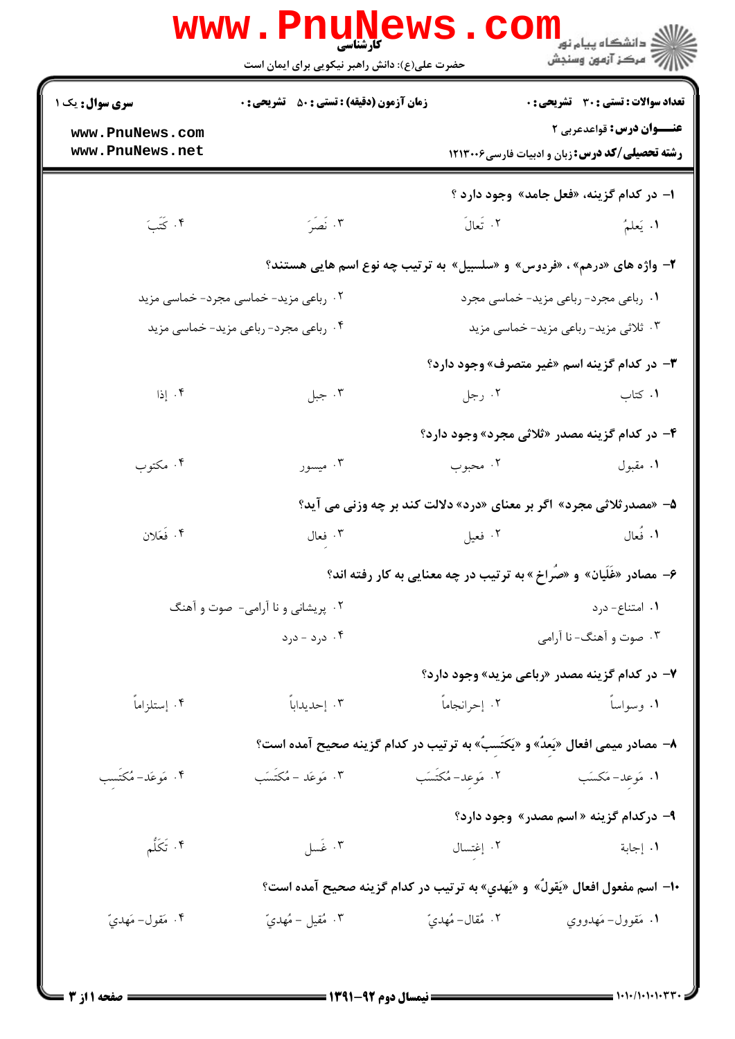کارشناسی

حضرت علی(ع): دانش راهبر نیکویی برای ایمان است

**سری سوال:** یک ۱ | **زمان آزمون (دقیقه) : تستی :** ۵۰ **تشریحی :** ۰ | **تعداد سوالات : تستی :** ۳۰ **تشریحی :** ۰

**عنـــوان درس:** قواعدعربی ۲

**رشته تحصیلی/کد درس:** زبان و ادبیات فارسی۱۲۱۳۰۰۶

۱- در کدام گزینه، «فعل جامد» وجود دارد ؟

۱. یَعلمُ  ۲. تَعالَ  ۳. نَصَرَ  ۴. کَتَبَ

۲- واژه های «درهم» ، «فردوس» و «سلسبیل» به ترتیب چه نوع اسم هایی هستند؟

۱. رباعی مجرد- رباعی مزید- خماسی مجرد
۲. رباعی مزید- خماسی مجرد- خماسی مزید
۳. ثلاثی مزید- رباعی مزید- خماسی مزید
۴. رباعی مجرد- رباعی مزید- خماسی مزید

۳- در کدام گزینه اسم «غیر متصرف» وجود دارد؟

۱. کتاب  ۲. رجل  ۳. جبل  ۴. إذا

۴- در کدام گزینه مصدر «ثلاثی مجرد» وجود دارد؟

۱. مقبول  ۲. محبوب  ۳. میسور  ۴. مکتوب

۵- «مصدرثلاثی مجرد» اگر بر معنای «درد» دلالت کند بر چه وزنی می آید؟

۱. فُعال  ۲. فعیل  ۳. فِعال  ۴. فَعَلان

۶- مصادر «غَلَیان» و «صُراخ» به ترتیب در چه معنایی به کار رفته اند؟

۱. امتناع- درد
۲. پریشانی و نا آرامی- صوت و آهنگ
۳. صوت و آهنگ- نا آرامی
۴. درد - درد

۷- در کدام گزینه مصدر «رباعی مزید» وجود دارد؟

۱. وسواساً  ۲. إحرانجاماً  ۳. إحدیداباً  ۴. إستلزاماً

۸- مصادر میمی افعال «یَعِدُ» و «یَکتَسِبُ» به ترتیب در کدام گزینه صحیح آمده است؟

۱. مَوعِد- مَکسَب  ۲. مَوعِد- مُکتَسَب  ۳. مَوعَد - مُکتَسَب  ۴. مَوعَد- مُکتَسِب

۹- درکدام گزینه « اسم مصدر» وجود دارد؟

۱. إجابة  ۲. إغتسال  ۳. غَسل  ۴. تَکَلُّم

۱۰- اسم مفعول افعال «یَقولُ» و «یَهدي» به ترتیب در کدام گزینه صحیح آمده است؟

۱. مَقوول- مَهدووي  ۲. مُقال- مُهديّ  ۳. مُقیل - مُهديّ  ۴. مَقول- مَهديّ

نیمسال دوم ۹۲-۱۳۹۱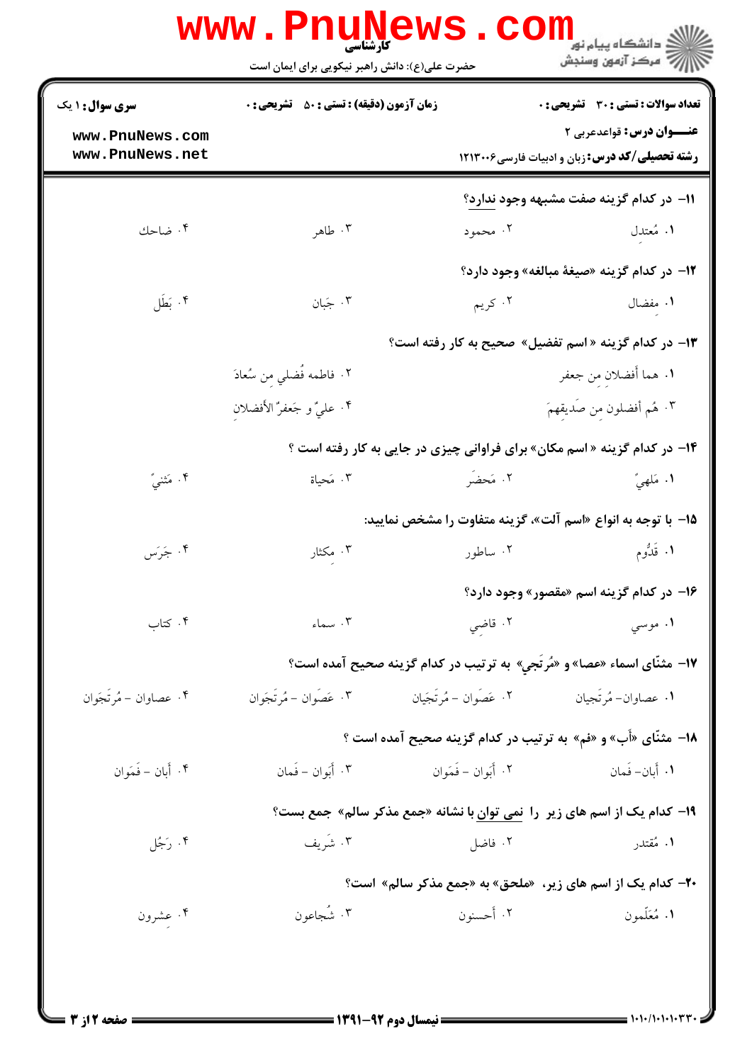**تعداد سوالات : تستی : ۳۰ تشریحی : ۰** | **زمان آزمون (دقیقه) : تستی : ۵۰ تشریحی : ۰** | **سری سوال : ۱ یک**

**عنـــوان درس:** قواعدعربی ۲

**رشته تحصیلی/کد درس:** زبان و ادبیات فارسی ۱۲۱۳۰۰۶

۱۱- در کدام گزینه صفت مشبهه وجود ندارد؟

۱. مُعتدِل ۲. محمود ۳. طاهر ۴. ضاحك

۱۲- در کدام گزینه «صیغهٔ مبالغه» وجود دارد؟

۱. مفضال ۲. کریم ۳. جَبان ۴. بَطَل

۱۳- در کدام گزینه « اسم تفضیل» صحیح به کار رفته است؟

۱. هما أفضلانِ من جعفر

۲. فاطمه فُضلي من سُعادَ

۳. هُم أفضلون من صَديقِهِمَ

۴. عليٌّ و جَعفرٌ الأفضلانِ

۱۴- در کدام گزینه « اسم مکان» برای فراوانی چیزی در جایی به کار رفته است ؟

۱. مَلهيٌّ ۲. مَحضَر ۳. مَحياة ۴. مَثنيٌّ

۱۵- با توجه به انواع «اسم آلت»، گزینه متفاوت را مشخص نمایید:

۱. قَدُّوم ۲. ساطور ۳. مکثار ۴. جَرَس

۱۶- در کدام گزینه اسم «مقصور» وجود دارد؟

۱. موسي ۲. قاضي ۳. سماء ۴. کتاب

۱۷- مثنّای اسماء «عصا» و «مُرتَجي» به ترتیب در کدام گزینه صحیح آمده است؟

۱. عصاوان- مُرتَجیان ۲. عَصَوان - مُرتَجَیان ۳. عَصَوان - مُرتَجَوان ۴. عصاوان - مُرتَجَوان

۱۸- مثنّای «أَب» و «فم» به ترتیب در کدام گزینه صحیح آمده است ؟

۱. أبان- فَمان ۲. أَبَوان - فَمَوان ۳. أبوان - فَمان ۴. أبان - فَمَوان

۱۹- کدام یک از اسم های زیر را نمی توان با نشانه «جمع مذکر سالم» جمع بست؟

۱. مُقتدر ۲. فاضل ۳. شَریف ۴. رَجُل

۲۰- کدام یک از اسم های زیر، «ملحق» به «جمع مذکر سالم» است؟

۱. مُعَلِّمون ۲. أحسنون ۳. شُجاعون ۴. عِشرون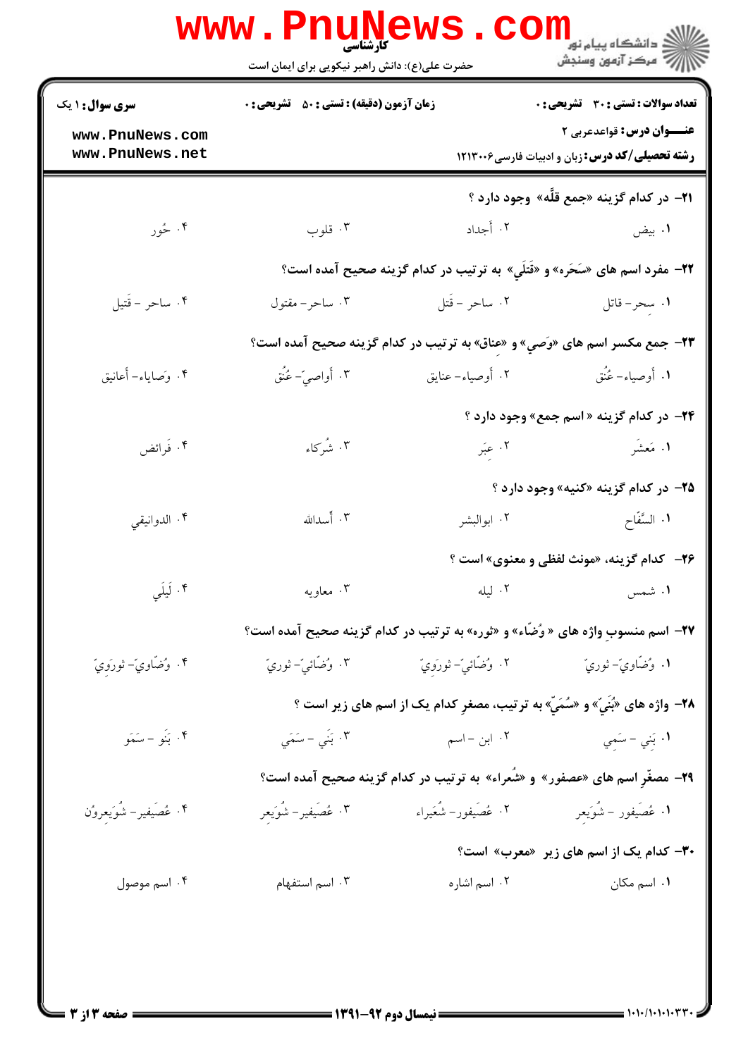**سری سوال:** ۱ یک
**زمان آزمون (دقیقه) :** تستی : ۵۰ تشریحی : ۰
**تعداد سوالات :** تستی : ۳۰ تشریحی : ۰

**عنـــوان درس:** قواعدعربی ۲
**رشته تحصیلی/کد درس:** زبان و ادبیات فارسی۱۲۱۳۰۰۶

۲۱- در کدام گزینه «جمع قلّه» وجود دارد ؟

۱. بیض
۲. أجداد
۳. قلوب
۴. حُور

۲۲- مفرد اسم های «سَحَره» و «قَتلَی» به ترتیب در کدام گزینه صحیح آمده است؟

۱. سحر- قاتل
۲. ساحر - قَتل
۳. ساحر- مقتول
۴. ساحر - قَتيل

۲۳- جمع مکسر اسم های «وَصي» و «عناق» به ترتیب در کدام گزینه صحیح آمده است؟

۱. أوصياء- عُنُق
۲. أوصياء- عنايق
۳. أواصيّ- عُنُق
۴. وَصاياء- أعانيق

۲۴- در کدام گزینه « اسم جمع» وجود دارد ؟

۱. مَعشَر
۲. عِبَر
۳. شُرکاء
۴. فَرائض

۲۵- در کدام گزینه «کنیه» وجود دارد ؟

۱. السَّفّاح
۲. ابوالبشر
۳. أسدالله
۴. الدوانيقي

۲۶- کدام گزینه، «مونث لفظی و معنوی» است ؟

۱. شمس
۲. ليله
۳. معاويه
۴. لَيلَي

۲۷- اسم منسوبِ واژه های « وُضّاء» و «ثوره» به ترتیب در کدام گزینه صحیح آمده است؟

۱. وُضّاويّ- ثوريّ
۲. وُضّائيّ- ثورَويّ
۳. وُضّائيّ- ثوريّ
۴. وُضّاويّ- ثورَويّ

۲۸- واژه های «بُنَيّ» و «سُمَيّ» به ترتیب، مصغر کدام یک از اسم های زیر است ؟

۱. بَني - سَمي
۲. ابن - اسم
۳. بَنَي - سَمَي
۴. بَنَو - سَمَو

۲۹- مصغّر اسم های «عصفور» و «شُعراء» به ترتیب در کدام گزینه صحیح آمده است؟

۱. عُصَيفور - شُوَيعِر
۲. عُصَيفور- شُعَيراء
۳. عُصَيفير- شُوَيعِر
۴. عُصَيفير- شُوَيعِرون

۳۰- کدام یک از اسم های زیر «معرب» است؟

۱. اسم مکان
۲. اسم اشاره
۳. اسم استفهام
۴. اسم موصول